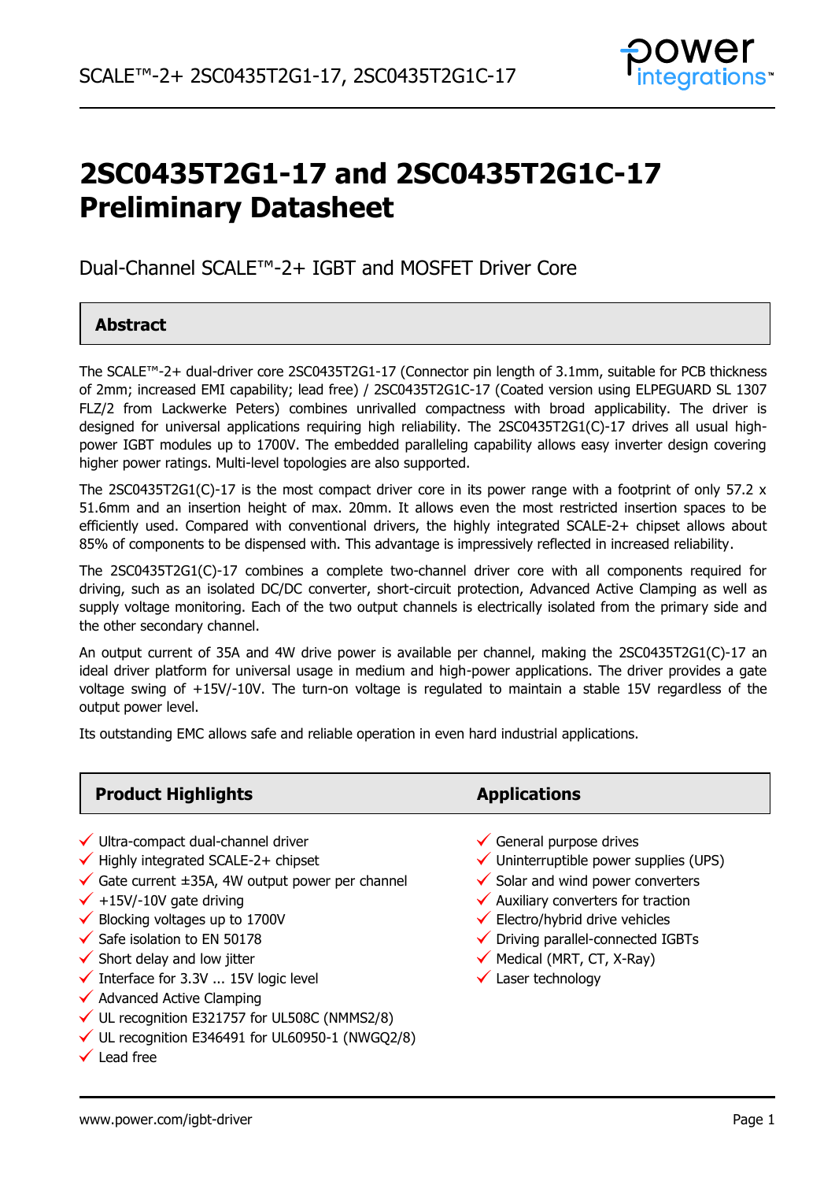# 2SC0435T2G1-17 and 2SC0435T2G1C-17 Preliminary Datasheet

Dual-Channel SCALE™-2+ IGBT and MOSFET Driver Core

## Abstract

The SCALE™-2+ dual-driver core 2SC0435T2G1-17 (Connector pin length of 3.1mm, suitable for PCB thickness of 2mm; increased EMI capability; lead free) / 2SC0435T2G1C-17 (Coated version using ELPEGUARD SL 1307 FLZ/2 from Lackwerke Peters) combines unrivalled compactness with broad applicability. The driver is designed for universal applications requiring high reliability. The 2SC0435T2G1(C)-17 drives all usual high-power IGBT modules up to 1700V. The embedded paralleling capability allows easy inverter design covering higher power ratings. Multi-level topologies are also supported.

The 2SC0435T2G1(C)-17 is the most compact driver core in its power range with a footprint of only 57.2 x 51.6mm and an insertion height of max. 20mm. It allows even the most restricted insertion spaces to be efficiently used. Compared with conventional drivers, the highly integrated SCALE-2+ chipset allows about 85% of components to be dispensed with. This advantage is impressively reflected in increased reliability.

The 2SC0435T2G1(C)-17 combines a complete two-channel driver core with all components required for driving, such as an isolated DC/DC converter, short-circuit protection, Advanced Active Clamping as well as supply voltage monitoring. Each of the two output channels is electrically isolated from the primary side and the other secondary channel.

An output current of 35A and 4W drive power is available per channel, making the 2SC0435T2G1(C)-17 an ideal driver platform for universal usage in medium and high-power applications. The driver provides a gate voltage swing of +15V/-10V. The turn-on voltage is regulated to maintain a stable 15V regardless of the output power level.

Its outstanding EMC allows safe and reliable operation in even hard industrial applications.

## Product Highlights

- ✓ Ultra-compact dual-channel driver
- ✓ Highly integrated SCALE-2+ chipset
- ✓ Gate current ±35A, 4W output power per channel
- ✓ +15V/-10V gate driving
- ✓ Blocking voltages up to 1700V
- ✓ Safe isolation to EN 50178
- ✓ Short delay and low jitter
- ✓ Interface for 3.3V ... 15V logic level
- ✓ Advanced Active Clamping
- ✓ UL recognition E321757 for UL508C (NMMS2/8)
- ✓ UL recognition E346491 for UL60950-1 (NWGQ2/8)
- ✓ Lead free

## Applications

- ✓ General purpose drives
- ✓ Uninterruptible power supplies (UPS)
- ✓ Solar and wind power converters
- ✓ Auxiliary converters for traction
- ✓ Electro/hybrid drive vehicles
- ✓ Driving parallel-connected IGBTs
- ✓ Medical (MRT, CT, X-Ray)
- ✓ Laser technology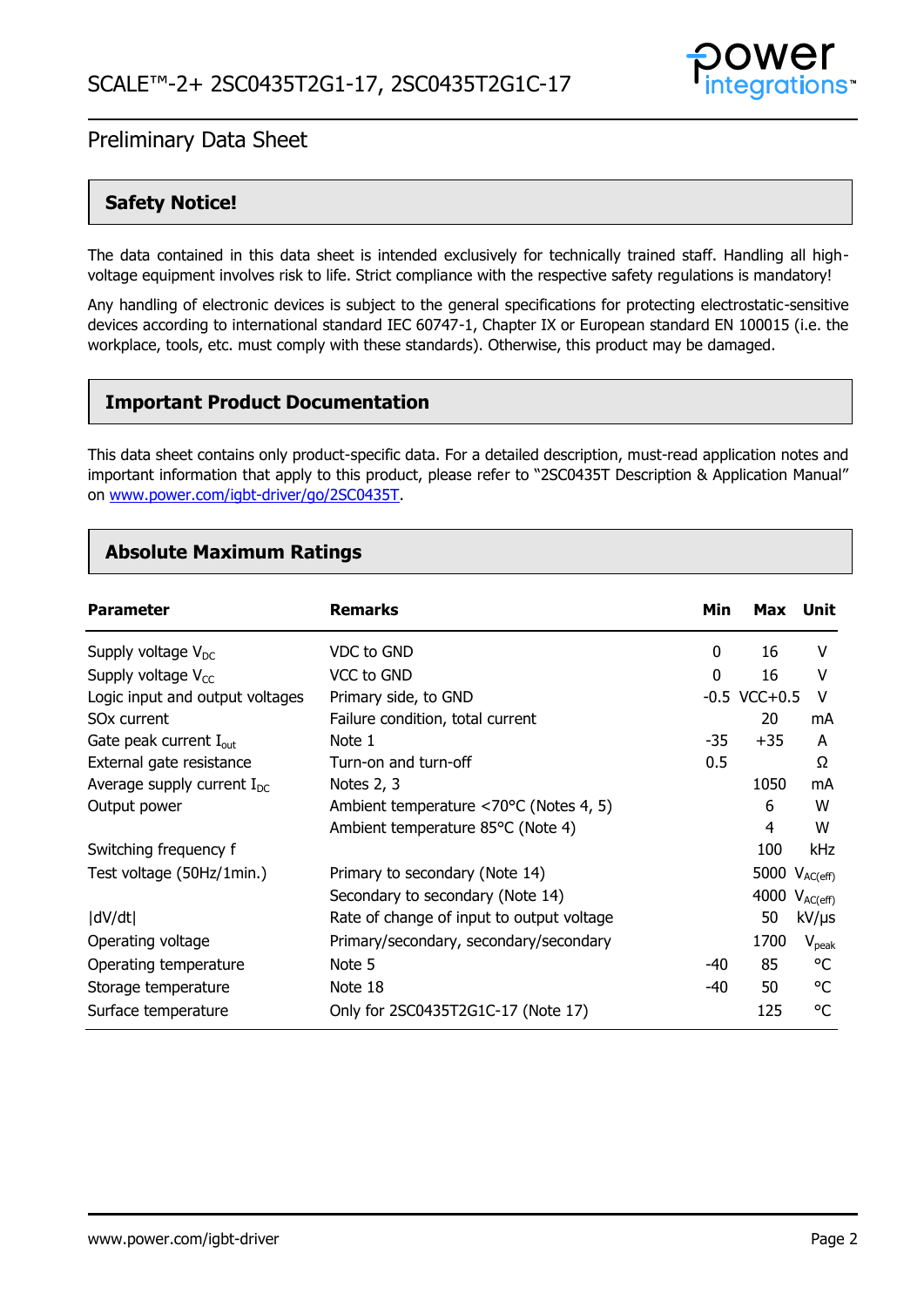## Safety Notice!

The data contained in this data sheet is intended exclusively for technically trained staff. Handling all high-voltage equipment involves risk to life. Strict compliance with the respective safety regulations is mandatory!

Any handling of electronic devices is subject to the general specifications for protecting electrostatic-sensitive devices according to international standard IEC 60747-1, Chapter IX or European standard EN 100015 (i.e. the workplace, tools, etc. must comply with these standards). Otherwise, this product may be damaged.

## Important Product Documentation

This data sheet contains only product-specific data. For a detailed description, must-read application notes and important information that apply to this product, please refer to "2SC0435T Description & Application Manual" on [www.power.com/igbt-driver/go/2SC0435T](www.power.com/igbt-driver/go/2SC0435T).

## Absolute Maximum Ratings

| Parameter | Remarks | Min | Max | Unit |
|---|---|---|---|---|
| Supply voltage $V_{DC}$ | VDC to GND | 0 | 16 | V |
| Supply voltage $V_{CC}$ | VCC to GND | 0 | 16 | V |
| Logic input and output voltages | Primary side, to GND | -0.5 | VCC+0.5 | V |
| SOx current | Failure condition, total current | | 20 | mA |
| Gate peak current $I_{out}$ | Note 1 | -35 | +35 | A |
| External gate resistance | Turn-on and turn-off | 0.5 | | Ω |
| Average supply current $I_{DC}$ | Notes 2, 3 | | 1050 | mA |
| Output power | Ambient temperature <70°C (Notes 4, 5) | | 6 | W |
| | Ambient temperature 85°C (Note 4) | | 4 | W |
| Switching frequency f | | | 100 | kHz |
| Test voltage (50Hz/1min.) | Primary to secondary (Note 14) | | 5000 | $V_{AC(eff)}$ |
| | Secondary to secondary (Note 14) | | 4000 | $V_{AC(eff)}$ |
| \|dV/dt\| | Rate of change of input to output voltage | | 50 | kV/μs |
| Operating voltage | Primary/secondary, secondary/secondary | | 1700 | $V_{peak}$ |
| Operating temperature | Note 5 | -40 | 85 | °C |
| Storage temperature | Note 18 | -40 | 50 | °C |
| Surface temperature | Only for 2SC0435T2G1C-17 (Note 17) | | 125 | °C |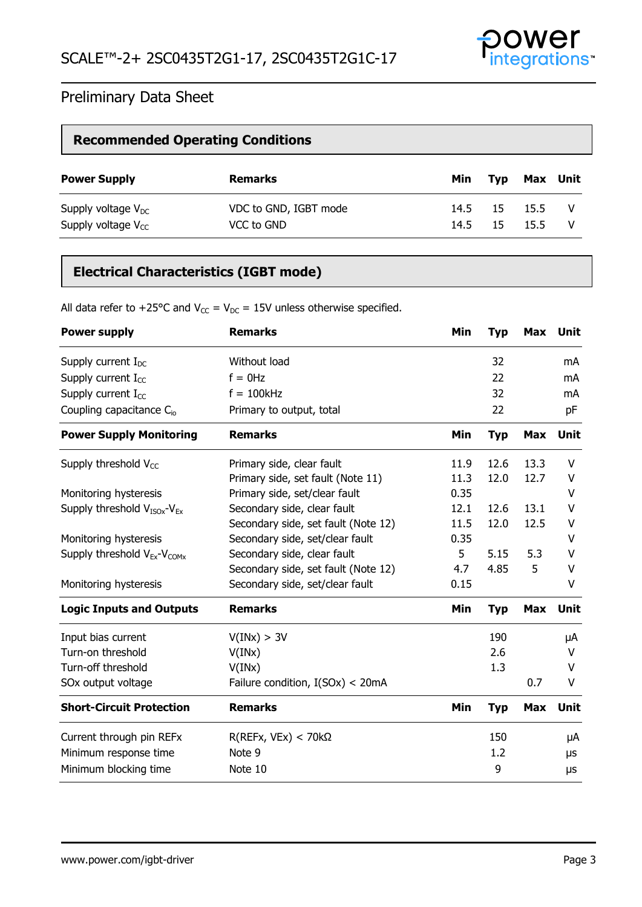## Recommended Operating Conditions

| Power Supply | Remarks | Min | Typ | Max | Unit |
|---|---|---|---|---|---|
| Supply voltage $V_{DC}$ | VDC to GND, IGBT mode | 14.5 | 15 | 15.5 | V |
| Supply voltage $V_{CC}$ | VCC to GND | 14.5 | 15 | 15.5 | V |

## Electrical Characteristics (IGBT mode)

All data refer to +25°C and $V_{CC}$ = $V_{DC}$ = 15V unless otherwise specified.

| Power supply | Remarks | Min | Typ | Max | Unit |
|---|---|---|---|---|---|
| Supply current $I_{DC}$ | Without load | | 32 | | mA |
| Supply current $I_{CC}$ | f = 0Hz | | 22 | | mA |
| Supply current $I_{CC}$ | f = 100kHz | | 32 | | mA |
| Coupling capacitance $C_{io}$ | Primary to output, total | | 22 | | pF |
| **Power Supply Monitoring** | **Remarks** | **Min** | **Typ** | **Max** | **Unit** |
| Supply threshold $V_{CC}$ | Primary side, clear fault | 11.9 | 12.6 | 13.3 | V |
| | Primary side, set fault (Note 11) | 11.3 | 12.0 | 12.7 | V |
| Monitoring hysteresis | Primary side, set/clear fault | 0.35 | | | V |
| Supply threshold $V_{ISOx}$-$V_{Ex}$ | Secondary side, clear fault | 12.1 | 12.6 | 13.1 | V |
| | Secondary side, set fault (Note 12) | 11.5 | 12.0 | 12.5 | V |
| Monitoring hysteresis | Secondary side, set/clear fault | 0.35 | | | V |
| Supply threshold $V_{Ex}$-$V_{COMx}$ | Secondary side, clear fault | 5 | 5.15 | 5.3 | V |
| | Secondary side, set fault (Note 12) | 4.7 | 4.85 | 5 | V |
| Monitoring hysteresis | Secondary side, set/clear fault | 0.15 | | | V |
| **Logic Inputs and Outputs** | **Remarks** | **Min** | **Typ** | **Max** | **Unit** |
| Input bias current | V(INx) > 3V | | 190 | | µA |
| Turn-on threshold | V(INx) | | 2.6 | | V |
| Turn-off threshold | V(INx) | | 1.3 | | V |
| SOx output voltage | Failure condition, I(SOx) < 20mA | | | 0.7 | V |
| **Short-Circuit Protection** | **Remarks** | **Min** | **Typ** | **Max** | **Unit** |
| Current through pin REFx | R(REFx, VEx) < 70kΩ | | 150 | | µA |
| Minimum response time | Note 9 | | 1.2 | | µs |
| Minimum blocking time | Note 10 | | 9 | | µs |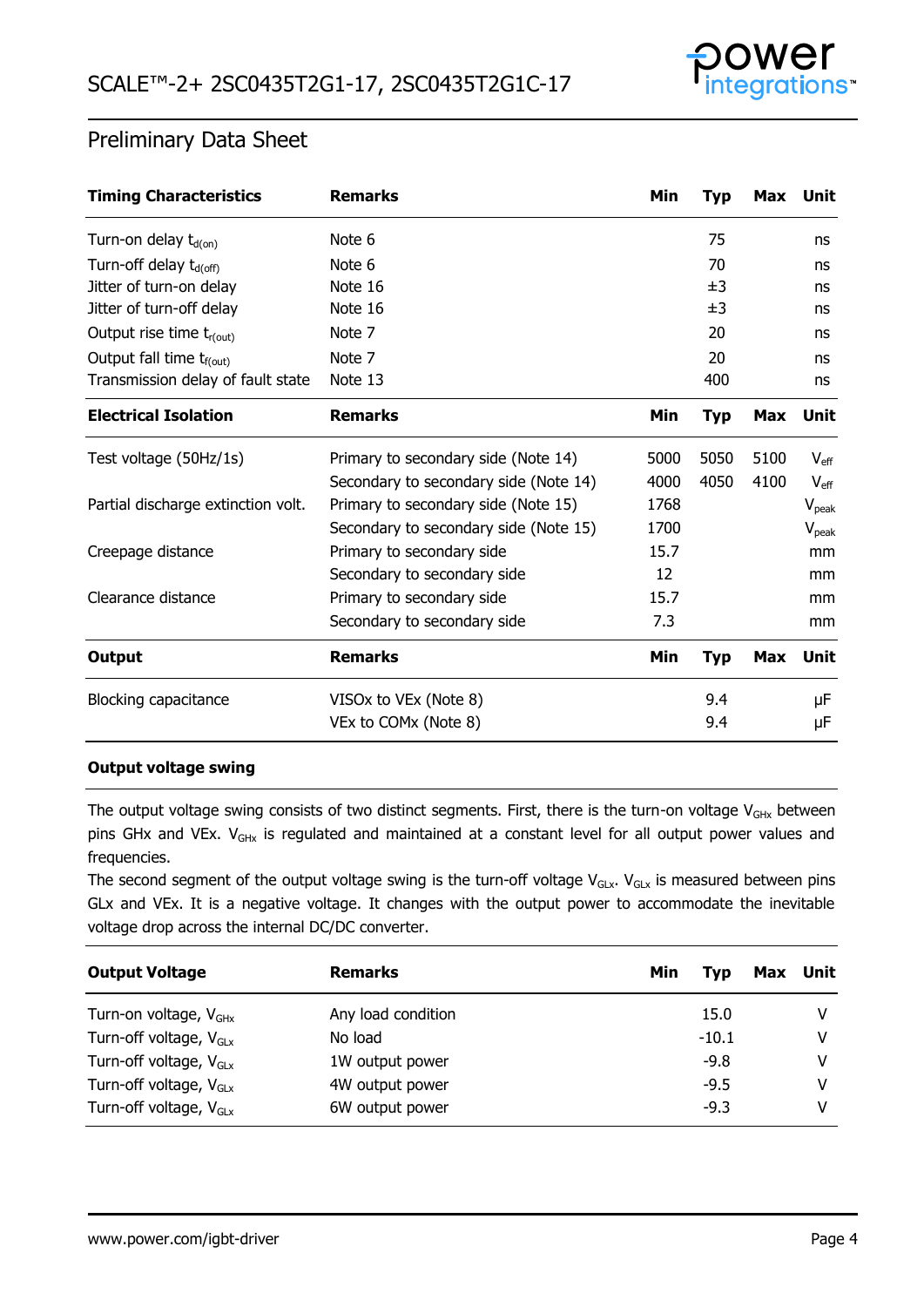## Preliminary Data Sheet

| Timing Characteristics | Remarks | Min | Typ | Max | Unit |
|---|---|---|---|---|---|
| Turn-on delay $t_{d(on)}$ | Note 6 | | 75 | | ns |
| Turn-off delay $t_{d(off)}$ | Note 6 | | 70 | | ns |
| Jitter of turn-on delay | Note 16 | | ±3 | | ns |
| Jitter of turn-off delay | Note 16 | | ±3 | | ns |
| Output rise time $t_{r(out)}$ | Note 7 | | 20 | | ns |
| Output fall time $t_{f(out)}$ | Note 7 | | 20 | | ns |
| Transmission delay of fault state | Note 13 | | 400 | | ns |

| Electrical Isolation | Remarks | Min | Typ | Max | Unit |
|---|---|---|---|---|---|
| Test voltage (50Hz/1s) | Primary to secondary side (Note 14) | 5000 | 5050 | 5100 | $V_{eff}$ |
| | Secondary to secondary side (Note 14) | 4000 | 4050 | 4100 | $V_{eff}$ |
| Partial discharge extinction volt. | Primary to secondary side (Note 15) | 1768 | | | $V_{peak}$ |
| | Secondary to secondary side (Note 15) | 1700 | | | $V_{peak}$ |
| Creepage distance | Primary to secondary side | 15.7 | | | mm |
| | Secondary to secondary side | 12 | | | mm |
| Clearance distance | Primary to secondary side | 15.7 | | | mm |
| | Secondary to secondary side | 7.3 | | | mm |

| Output | Remarks | Min | Typ | Max | Unit |
|---|---|---|---|---|---|
| Blocking capacitance | VISOx to VEx (Note 8) | | 9.4 | | µF |
| | VEx to COMx (Note 8) | | 9.4 | | µF |

### Output voltage swing

The output voltage swing consists of two distinct segments. First, there is the turn-on voltage $V_{GHx}$ between pins GHx and VEx. $V_{GHx}$ is regulated and maintained at a constant level for all output power values and frequencies.

The second segment of the output voltage swing is the turn-off voltage $V_{GLx}$. $V_{GLx}$ is measured between pins GLx and VEx. It is a negative voltage. It changes with the output power to accommodate the inevitable voltage drop across the internal DC/DC converter.

| Output Voltage | Remarks | Min | Typ | Max | Unit |
|---|---|---|---|---|---|
| Turn-on voltage, $V_{GHx}$ | Any load condition | | 15.0 | | V |
| Turn-off voltage, $V_{GLx}$ | No load | | -10.1 | | V |
| Turn-off voltage, $V_{GLx}$ | 1W output power | | -9.8 | | V |
| Turn-off voltage, $V_{GLx}$ | 4W output power | | -9.5 | | V |
| Turn-off voltage, $V_{GLx}$ | 6W output power | | -9.3 | | V |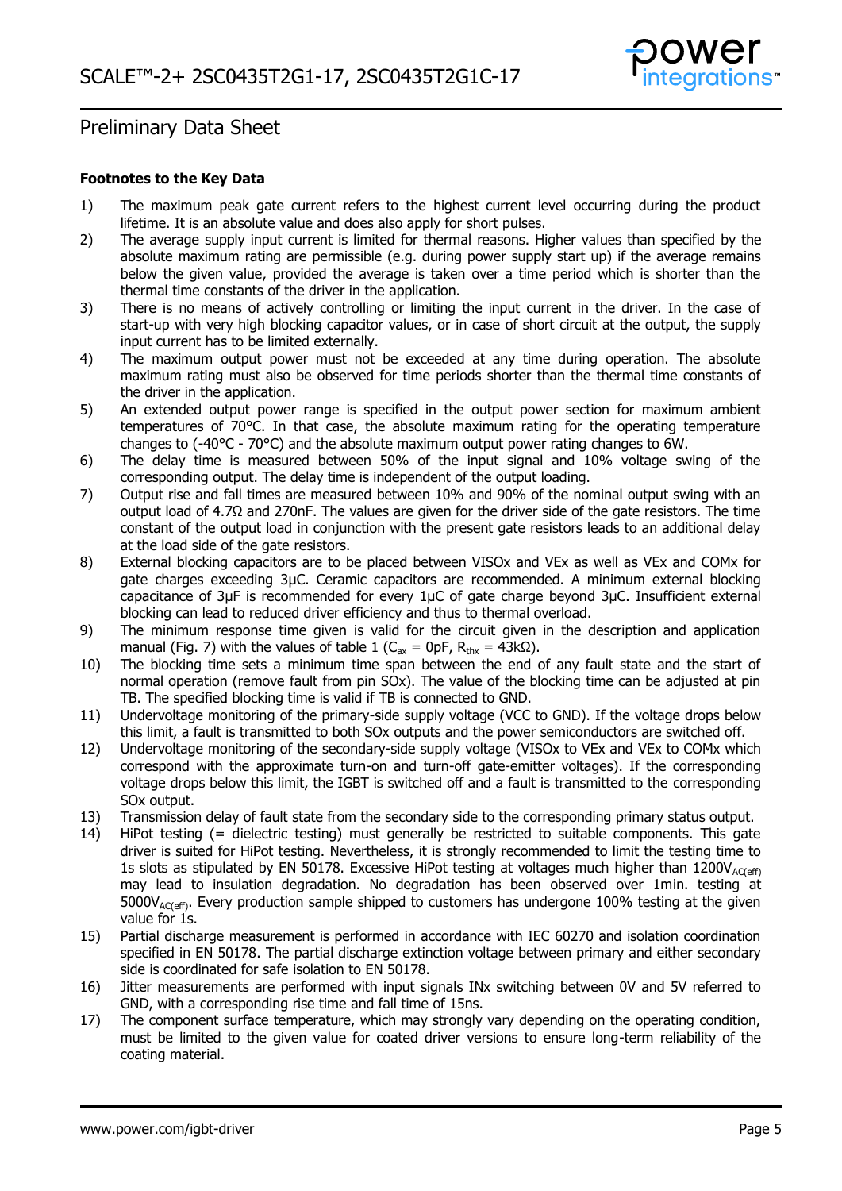### Footnotes to the Key Data

1) The maximum peak gate current refers to the highest current level occurring during the product lifetime. It is an absolute value and does also apply for short pulses.
2) The average supply input current is limited for thermal reasons. Higher values than specified by the absolute maximum rating are permissible (e.g. during power supply start up) if the average remains below the given value, provided the average is taken over a time period which is shorter than the thermal time constants of the driver in the application.
3) There is no means of actively controlling or limiting the input current in the driver. In the case of start-up with very high blocking capacitor values, or in case of short circuit at the output, the supply input current has to be limited externally.
4) The maximum output power must not be exceeded at any time during operation. The absolute maximum rating must also be observed for time periods shorter than the thermal time constants of the driver in the application.
5) An extended output power range is specified in the output power section for maximum ambient temperatures of 70°C. In that case, the absolute maximum rating for the operating temperature changes to (-40°C - 70°C) and the absolute maximum output power rating changes to 6W.
6) The delay time is measured between 50% of the input signal and 10% voltage swing of the corresponding output. The delay time is independent of the output loading.
7) Output rise and fall times are measured between 10% and 90% of the nominal output swing with an output load of 4.7Ω and 270nF. The values are given for the driver side of the gate resistors. The time constant of the output load in conjunction with the present gate resistors leads to an additional delay at the load side of the gate resistors.
8) External blocking capacitors are to be placed between VISOx and VEx as well as VEx and COMx for gate charges exceeding 3µC. Ceramic capacitors are recommended. A minimum external blocking capacitance of 3µF is recommended for every 1µC of gate charge beyond 3µC. Insufficient external blocking can lead to reduced driver efficiency and thus to thermal overload.
9) The minimum response time given is valid for the circuit given in the description and application manual (Fig. 7) with the values of table 1 ($C_{ax}$ = 0pF, $R_{thx}$ = 43kΩ).
10) The blocking time sets a minimum time span between the end of any fault state and the start of normal operation (remove fault from pin SOx). The value of the blocking time can be adjusted at pin TB. The specified blocking time is valid if TB is connected to GND.
11) Undervoltage monitoring of the primary-side supply voltage (VCC to GND). If the voltage drops below this limit, a fault is transmitted to both SOx outputs and the power semiconductors are switched off.
12) Undervoltage monitoring of the secondary-side supply voltage (VISOx to VEx and VEx to COMx which correspond with the approximate turn-on and turn-off gate-emitter voltages). If the corresponding voltage drops below this limit, the IGBT is switched off and a fault is transmitted to the corresponding SOx output.
13) Transmission delay of fault state from the secondary side to the corresponding primary status output.
14) HiPot testing (= dielectric testing) must generally be restricted to suitable components. This gate driver is suited for HiPot testing. Nevertheless, it is strongly recommended to limit the testing time to 1s slots as stipulated by EN 50178. Excessive HiPot testing at voltages much higher than $1200V_{AC(eff)}$ may lead to insulation degradation. No degradation has been observed over 1min. testing at $5000V_{AC(eff)}$. Every production sample shipped to customers has undergone 100% testing at the given value for 1s.
15) Partial discharge measurement is performed in accordance with IEC 60270 and isolation coordination specified in EN 50178. The partial discharge extinction voltage between primary and either secondary side is coordinated for safe isolation to EN 50178.
16) Jitter measurements are performed with input signals INx switching between 0V and 5V referred to GND, with a corresponding rise time and fall time of 15ns.
17) The component surface temperature, which may strongly vary depending on the operating condition, must be limited to the given value for coated driver versions to ensure long-term reliability of the coating material.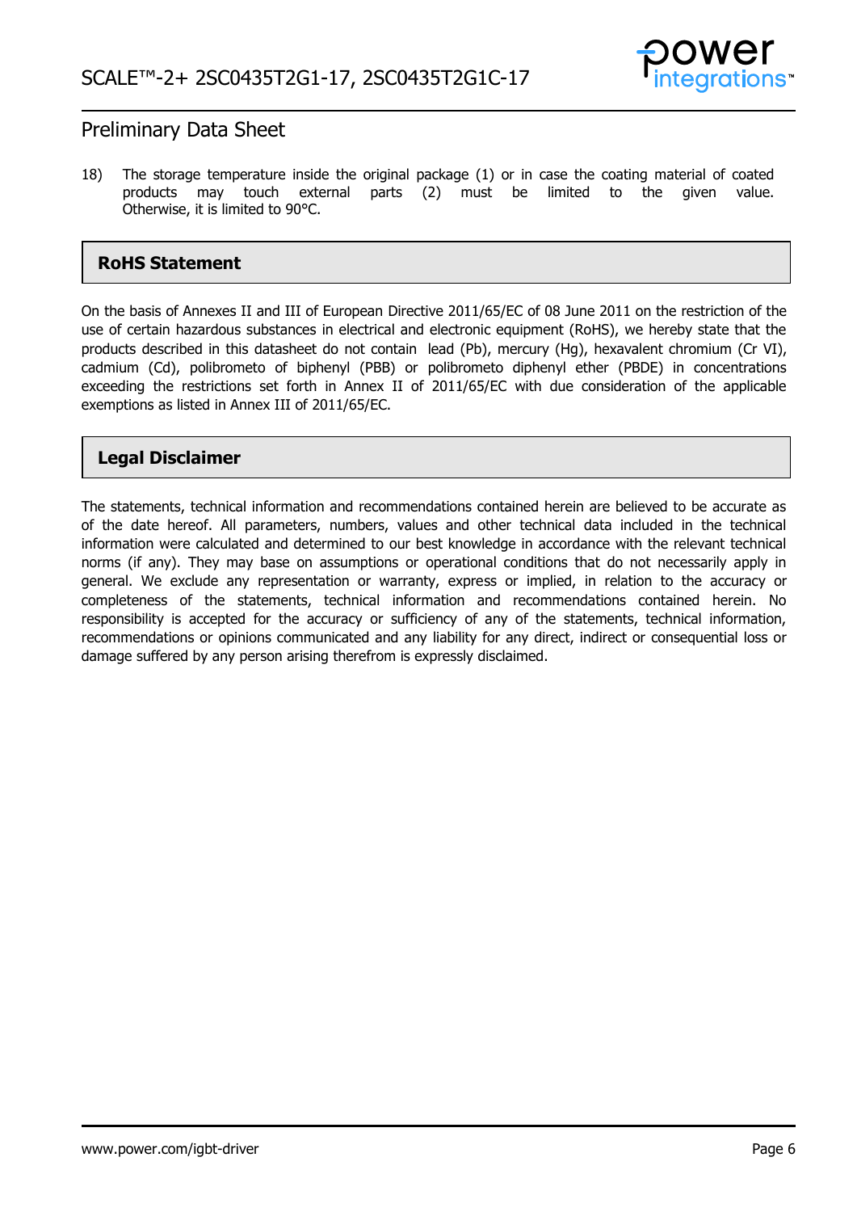18) The storage temperature inside the original package (1) or in case the coating material of coated products may touch external parts (2) must be limited to the given value. Otherwise, it is limited to 90°C.

## RoHS Statement

On the basis of Annexes II and III of European Directive 2011/65/EC of 08 June 2011 on the restriction of the use of certain hazardous substances in electrical and electronic equipment (RoHS), we hereby state that the products described in this datasheet do not contain lead (Pb), mercury (Hg), hexavalent chromium (Cr VI), cadmium (Cd), polibrometo of biphenyl (PBB) or polibrometo diphenyl ether (PBDE) in concentrations exceeding the restrictions set forth in Annex II of 2011/65/EC with due consideration of the applicable exemptions as listed in Annex III of 2011/65/EC.

## Legal Disclaimer

The statements, technical information and recommendations contained herein are believed to be accurate as of the date hereof. All parameters, numbers, values and other technical data included in the technical information were calculated and determined to our best knowledge in accordance with the relevant technical norms (if any). They may base on assumptions or operational conditions that do not necessarily apply in general. We exclude any representation or warranty, express or implied, in relation to the accuracy or completeness of the statements, technical information and recommendations contained herein. No responsibility is accepted for the accuracy or sufficiency of any of the statements, technical information, recommendations or opinions communicated and any liability for any direct, indirect or consequential loss or damage suffered by any person arising therefrom is expressly disclaimed.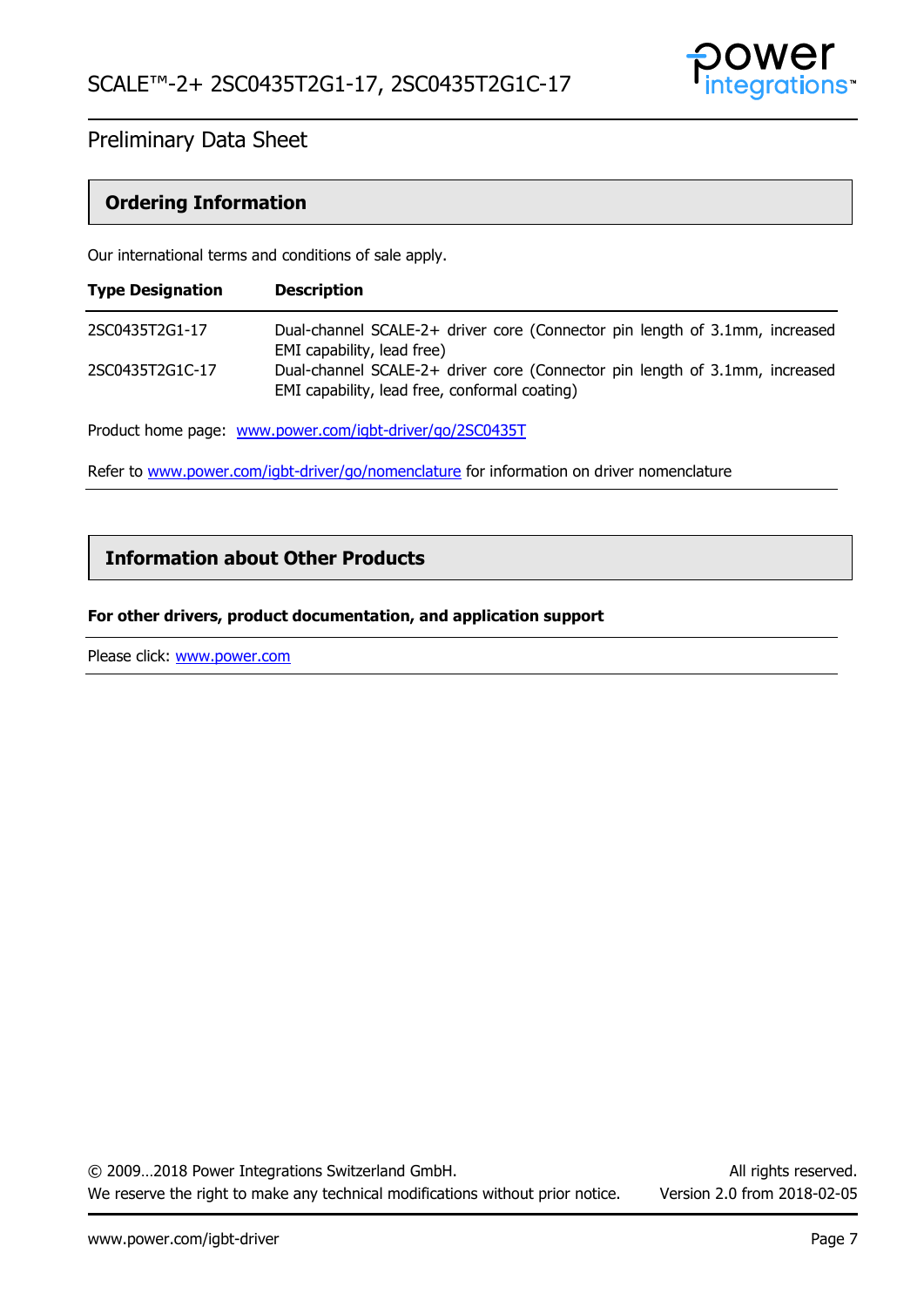## Ordering Information

Our international terms and conditions of sale apply.

| Type Designation | Description |
|---|---|
| 2SC0435T2G1-17 | Dual-channel SCALE-2+ driver core (Connector pin length of 3.1mm, increased EMI capability, lead free) |
| 2SC0435T2G1C-17 | Dual-channel SCALE-2+ driver core (Connector pin length of 3.1mm, increased EMI capability, lead free, conformal coating) |

Product home page: [www.power.com/igbt-driver/go/2SC0435T](www.power.com/igbt-driver/go/2SC0435T)

Refer to [www.power.com/igbt-driver/go/nomenclature](www.power.com/igbt-driver/go/nomenclature) for information on driver nomenclature

## Information about Other Products

**For other drivers, product documentation, and application support**

Please click: [www.power.com](www.power.com)

© 2009…2018 Power Integrations Switzerland GmbH. All rights reserved.
We reserve the right to make any technical modifications without prior notice. Version 2.0 from 2018-02-05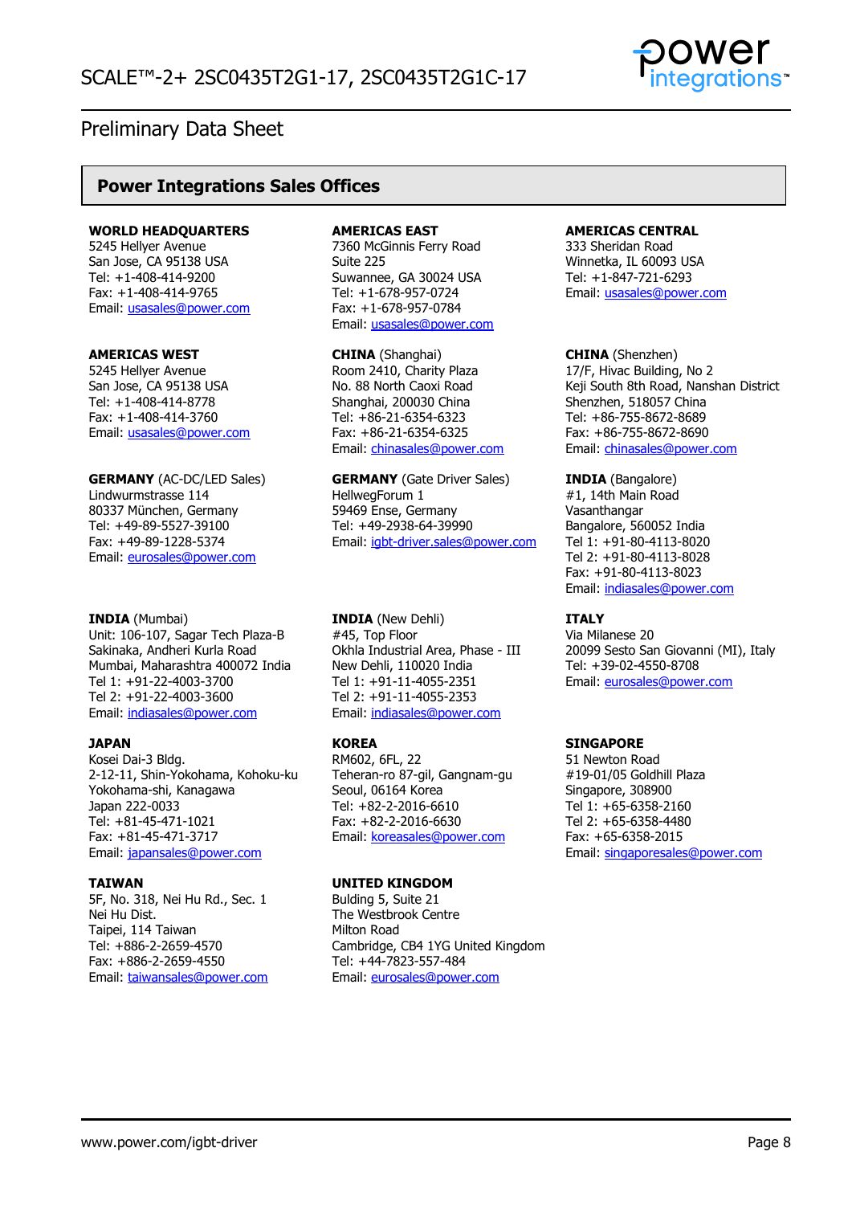## Power Integrations Sales Offices

**WORLD HEADQUARTERS**
5245 Hellyer Avenue
San Jose, CA 95138 USA
Tel: +1-408-414-9200
Fax: +1-408-414-9765
Email: usasales@power.com

**AMERICAS EAST**
7360 McGinnis Ferry Road
Suite 225
Suwannee, GA 30024 USA
Tel: +1-678-957-0724
Fax: +1-678-957-0784
Email: usasales@power.com

**AMERICAS CENTRAL**
333 Sheridan Road
Winnetka, IL 60093 USA
Tel: +1-847-721-6293
Email: usasales@power.com

**AMERICAS WEST**
5245 Hellyer Avenue
San Jose, CA 95138 USA
Tel: +1-408-414-8778
Fax: +1-408-414-3760
Email: usasales@power.com

**CHINA** (Shanghai)
Room 2410, Charity Plaza
No. 88 North Caoxi Road
Shanghai, 200030 China
Tel: +86-21-6354-6323
Fax: +86-21-6354-6325
Email: chinasales@power.com

**CHINA** (Shenzhen)
17/F, Hivac Building, No 2
Keji South 8th Road, Nanshan District
Shenzhen, 518057 China
Tel: +86-755-8672-8689
Fax: +86-755-8672-8690
Email: chinasales@power.com

**GERMANY** (AC-DC/LED Sales)
Lindwurmstrasse 114
80337 München, Germany
Tel: +49-89-5527-39100
Fax: +49-89-1228-5374
Email: eurosales@power.com

**GERMANY** (Gate Driver Sales)
HellwegForum 1
59469 Ense, Germany
Tel: +49-2938-64-39990
Email: igbt-driver.sales@power.com

**INDIA** (Bangalore)
#1, 14th Main Road
Vasanthangar
Bangalore, 560052 India
Tel 1: +91-80-4113-8020
Tel 2: +91-80-4113-8028
Fax: +91-80-4113-8023
Email: indiasales@power.com

**INDIA** (Mumbai)
Unit: 106-107, Sagar Tech Plaza-B
Sakinaka, Andheri Kurla Road
Mumbai, Maharashtra 400072 India
Tel 1: +91-22-4003-3700
Tel 2: +91-22-4003-3600
Email: indiasales@power.com

**INDIA** (New Dehli)
#45, Top Floor
Okhla Industrial Area, Phase - III
New Dehli, 110020 India
Tel 1: +91-11-4055-2351
Tel 2: +91-11-4055-2353
Email: indiasales@power.com

**ITALY**
Via Milanese 20
20099 Sesto San Giovanni (MI), Italy
Tel: +39-02-4550-8708
Email: eurosales@power.com

**JAPAN**
Kosei Dai-3 Bldg.
2-12-11, Shin-Yokohama, Kohoku-ku
Yokohama-shi, Kanagawa
Japan 222-0033
Tel: +81-45-471-1021
Fax: +81-45-471-3717
Email: japansales@power.com

**KOREA**
RM602, 6FL, 22
Teheran-ro 87-gil, Gangnam-gu
Seoul, 06164 Korea
Tel: +82-2-2016-6610
Fax: +82-2-2016-6630
Email: koreasales@power.com

**SINGAPORE**
51 Newton Road
#19-01/05 Goldhill Plaza
Singapore, 308900
Tel 1: +65-6358-2160
Tel 2: +65-6358-4480
Fax: +65-6358-2015
Email: singaporesales@power.com

**TAIWAN**
5F, No. 318, Nei Hu Rd., Sec. 1
Nei Hu Dist.
Taipei, 114 Taiwan
Tel: +886-2-2659-4570
Fax: +886-2-2659-4550
Email: taiwansales@power.com

**UNITED KINGDOM**
Bulding 5, Suite 21
The Westbrook Centre
Milton Road
Cambridge, CB4 1YG United Kingdom
Tel: +44-7823-557-484
Email: eurosales@power.com